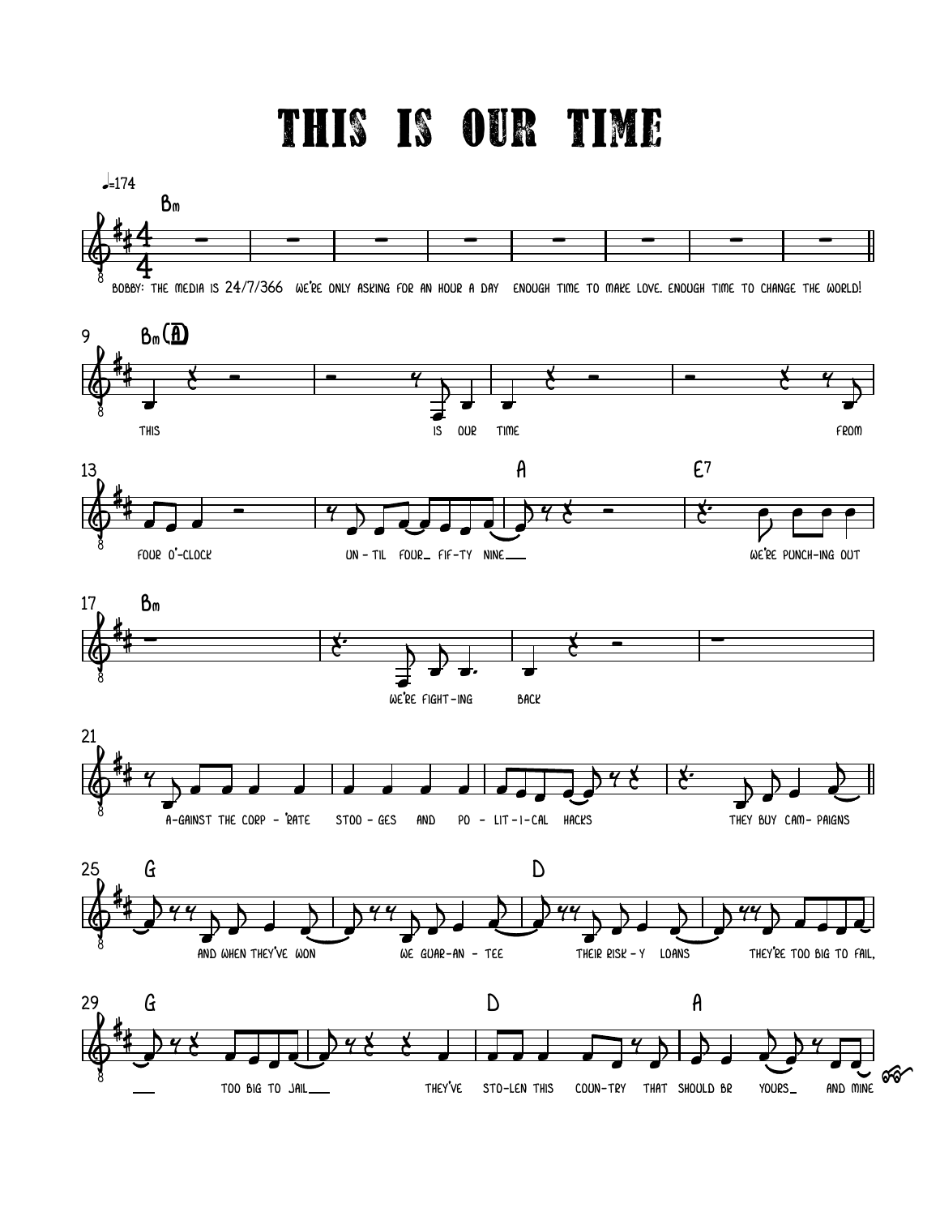# THIS IS OUR TIME

♩=174

Bm

BOBBY: THE MEDIA IS 24/7/366 WE'RE ONLY ASKING FOR AN HOUR A DAY ENOUGH TIME TO MAKE LOVE. ENOUGH TIME TO CHANGE THE WORLD!

9 Bm (A)

THIS IS OUR TIME FROM

13 A E7

FOUR O'-CLOCK UN - TIL FOUR_ FIF-TY NINE___ WE'RE PUNCH-ING OUT

17 Bm

WE'RE FIGHT-ING BACK

21

A-GAINST THE CORP - 'RATE STOO - GES AND PO - LIT - I - CAL HACKS THEY BUY CAM- PAIGNS

25 G D

AND WHEN THEY'VE WON WE GUAR-AN - TEE THEIR RISK - Y LOANS THEY'RE TOO BIG TO FAIL,

29 G D A

___ TOO BIG TO JAIL___ THEY'VE STO-LEN THIS COUN-TRY THAT SHOULD BR YOURS_ AND MINE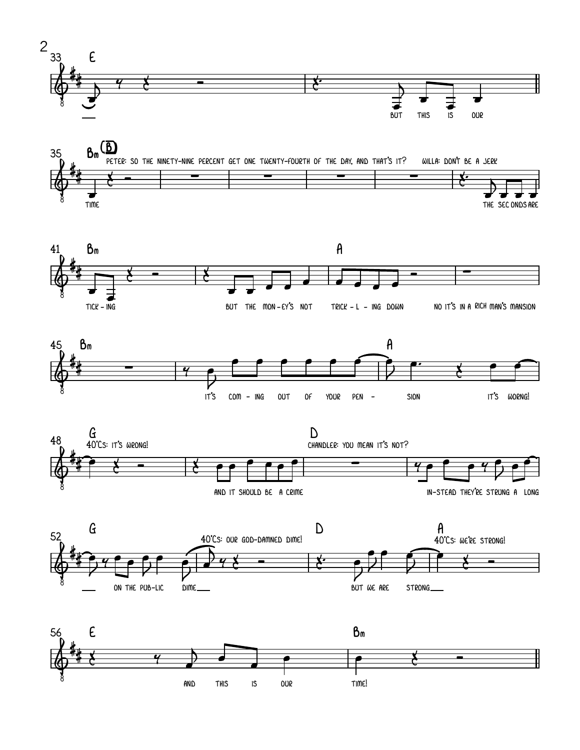33 E

BUT THIS IS OUR

35 Bm (B)

PETER: SO THE NINETY-NINE PERCENT GET ONE TWENTY-FOURTH OF THE DAY, AND THAT'S IT? WILLA: DON'T BE A JERK

TIME THE SEC ONDS ARE

41 Bm A

TICK - ING BUT THE MON - EY'S NOT TRICK - L - ING DOWN NO IT'S IN A RICH MAN'S MANSION

45 Bm A

IT'S COM - ING OUT OF YOUR PEN - SION IT'S WORNG!

48 G D

40'CS: IT'S WRONG! CHANDLER: YOU MEAN IT'S NOT?

AND IT SHOULD BE A CRIME IN-STEAD THEY'RE STRUNG A LONG

52 G D A

40'CS: OUR GOD-DAMNED DIME! 40'CS: WE'RE STRONG!

ON THE PUB-LIC DIME BUT WE ARE STRONG

56 E Bm

AND THIS IS OUR TIME!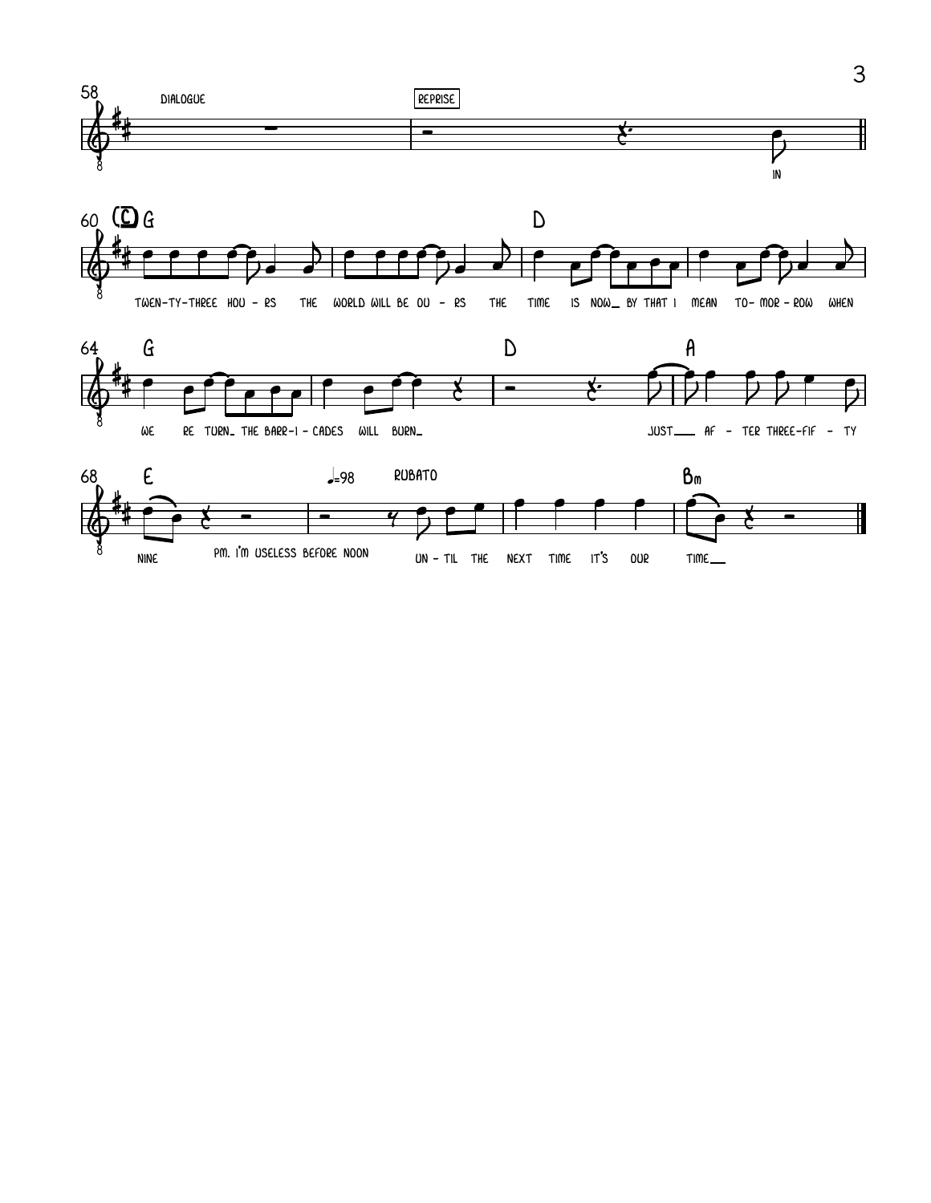58 DIALOGUE

REPRISE

IN

60 C G D

TWEN-TY-THREE HOU - RS THE WORLD WILL BE OU - RS THE TIME IS NOW_ BY THAT I MEAN TO- MOR - ROW WHEN

64 G D A

WE RE TURN_ THE BARR-I - CADES WILL BURN_ JUST___ AF - TER THREE-FIF - TY

68 E ♩=98 RUBATO Bm

NINE PM. I'M USELESS BEFORE NOON UN - TIL THE NEXT TIME IT'S OUR TIME__